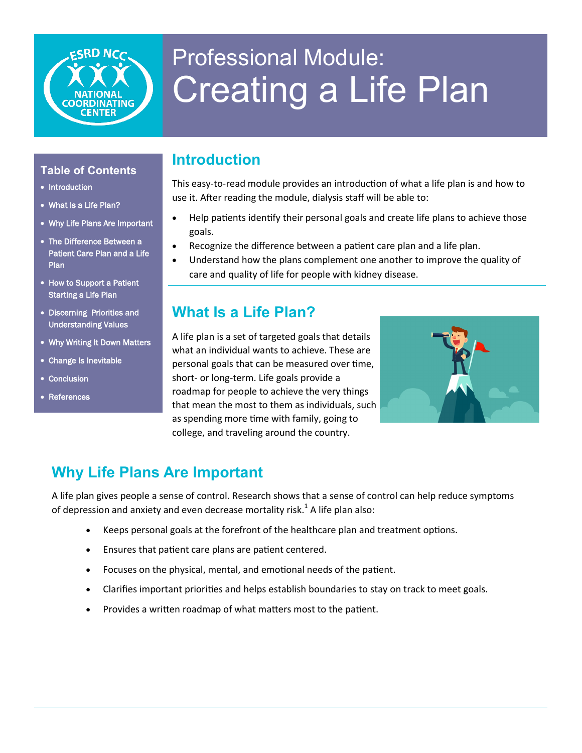# Professional Module: Creating a Life Plan

**Table of Contents**

- Introduction
- What Is a Life Plan?
- Why Life Plans Are Important
- The Difference Between a Patient Care Plan and a Life Plan
- How to Support a Patient Starting a Life Plan
- Discerning Priorities and Understanding Values
- Why Writing It Down Matters
- Change Is Inevitable
- Conclusion
- References

## Introduction

This easy-to-read module provides an introduction of what a life plan is and how to use it. After reading the module, dialysis staff will be able to:

- Help patients identify their personal goals and create life plans to achieve those goals.
- Recognize the difference between a patient care plan and a life plan.
- Understand how the plans complement one another to improve the quality of care and quality of life for people with kidney disease.

## What Is a Life Plan?

A life plan is a set of targeted goals that details what an individual wants to achieve. These are personal goals that can be measured over time, short- or long-term. Life goals provide a roadmap for people to achieve the very things that mean the most to them as individuals, such as spending more time with family, going to college, and traveling around the country.

## Why Life Plans Are Important

A life plan gives people a sense of control. Research shows that a sense of control can help reduce symptoms of depression and anxiety and even decrease mortality risk.[1] A life plan also:

- Keeps personal goals at the forefront of the healthcare plan and treatment options.
- Ensures that patient care plans are patient centered.
- Focuses on the physical, mental, and emotional needs of the patient.
- Clarifies important priorities and helps establish boundaries to stay on track to meet goals.
- Provides a written roadmap of what matters most to the patient.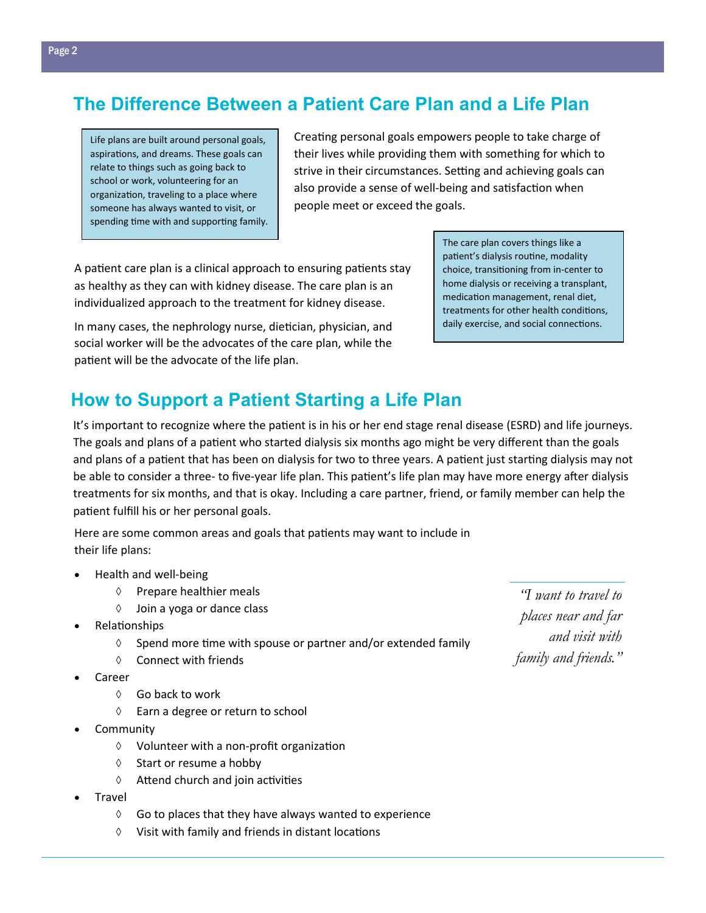## The Difference Between a Patient Care Plan and a Life Plan

Life plans are built around personal goals, aspirations, and dreams. These goals can relate to things such as going back to school or work, volunteering for an organization, traveling to a place where someone has always wanted to visit, or spending time with and supporting family.

Creating personal goals empowers people to take charge of their lives while providing them with something for which to strive in their circumstances. Setting and achieving goals can also provide a sense of well-being and satisfaction when people meet or exceed the goals.

A patient care plan is a clinical approach to ensuring patients stay as healthy as they can with kidney disease. The care plan is an individualized approach to the treatment for kidney disease.

In many cases, the nephrology nurse, dietician, physician, and social worker will be the advocates of the care plan, while the patient will be the advocate of the life plan.

The care plan covers things like a patient's dialysis routine, modality choice, transitioning from in-center to home dialysis or receiving a transplant, medication management, renal diet, treatments for other health conditions, daily exercise, and social connections.

## How to Support a Patient Starting a Life Plan

It's important to recognize where the patient is in his or her end stage renal disease (ESRD) and life journeys. The goals and plans of a patient who started dialysis six months ago might be very different than the goals and plans of a patient that has been on dialysis for two to three years. A patient just starting dialysis may not be able to consider a three- to five-year life plan. This patient's life plan may have more energy after dialysis treatments for six months, and that is okay. Including a care partner, friend, or family member can help the patient fulfill his or her personal goals.

Here are some common areas and goals that patients may want to include in their life plans:

- Health and well-being
  - ◊ Prepare healthier meals
  - ◊ Join a yoga or dance class
- Relationships
  - ◊ Spend more time with spouse or partner and/or extended family
  - ◊ Connect with friends
- Career
  - ◊ Go back to work
  - ◊ Earn a degree or return to school
- Community
  - ◊ Volunteer with a non-profit organization
  - ◊ Start or resume a hobby
  - ◊ Attend church and join activities
- Travel
  - ◊ Go to places that they have always wanted to experience
  - ◊ Visit with family and friends in distant locations

*"I want to travel to places near and far and visit with family and friends."*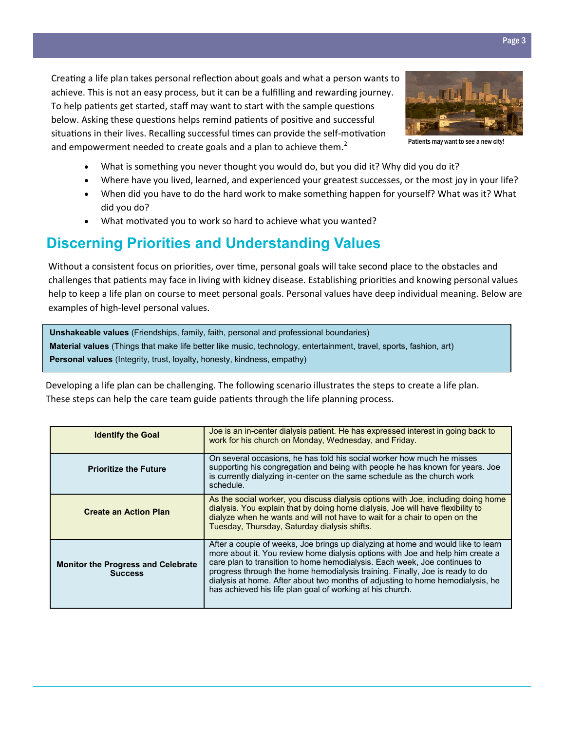Creating a life plan takes personal reflection about goals and what a person wants to achieve. This is not an easy process, but it can be a fulfilling and rewarding journey. To help patients get started, staff may want to start with the sample questions below. Asking these questions helps remind patients of positive and successful situations in their lives. Recalling successful times can provide the self-motivation and empowerment needed to create goals and a plan to achieve them.[2]

Patients may want to see a new city!

- What is something you never thought you would do, but you did it? Why did you do it?
- Where have you lived, learned, and experienced your greatest successes, or the most joy in your life?
- When did you have to do the hard work to make something happen for yourself? What was it? What did you do?
- What motivated you to work so hard to achieve what you wanted?

## Discerning Priorities and Understanding Values

Without a consistent focus on priorities, over time, personal goals will take second place to the obstacles and challenges that patients may face in living with kidney disease. Establishing priorities and knowing personal values help to keep a life plan on course to meet personal goals. Personal values have deep individual meaning. Below are examples of high-level personal values.

**Unshakeable values** (Friendships, family, faith, personal and professional boundaries)
**Material values** (Things that make life better like music, technology, entertainment, travel, sports, fashion, art)
**Personal values** (Integrity, trust, loyalty, honesty, kindness, empathy)

Developing a life plan can be challenging. The following scenario illustrates the steps to create a life plan. These steps can help the care team guide patients through the life planning process.

| | |
|---|---|
| **Identify the Goal** | Joe is an in-center dialysis patient. He has expressed interest in going back to work for his church on Monday, Wednesday, and Friday. |
| **Prioritize the Future** | On several occasions, he has told his social worker how much he misses supporting his congregation and being with people he has known for years. Joe is currently dialyzing in-center on the same schedule as the church work schedule. |
| **Create an Action Plan** | As the social worker, you discuss dialysis options with Joe, including doing home dialysis. You explain that by doing home dialysis, Joe will have flexibility to dialyze when he wants and will not have to wait for a chair to open on the Tuesday, Thursday, Saturday dialysis shifts. |
| **Monitor the Progress and Celebrate Success** | After a couple of weeks, Joe brings up dialyzing at home and would like to learn more about it. You review home dialysis options with Joe and help him create a care plan to transition to home hemodialysis. Each week, Joe continues to progress through the home hemodialysis training. Finally, Joe is ready to do dialysis at home. After about two months of adjusting to home hemodialysis, he has achieved his life plan goal of working at his church. |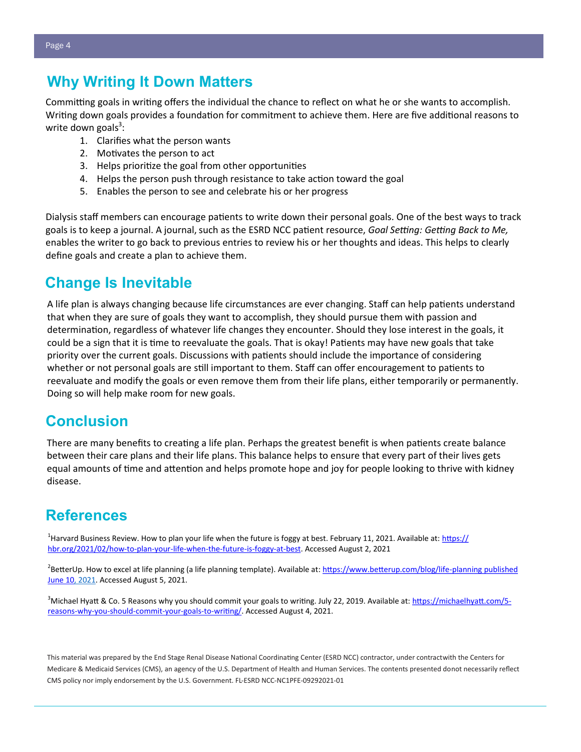## Why Writing It Down Matters

Committing goals in writing offers the individual the chance to reflect on what he or she wants to accomplish. Writing down goals provides a foundation for commitment to achieve them. Here are five additional reasons to write down goals[3]:

1. Clarifies what the person wants
2. Motivates the person to act
3. Helps prioritize the goal from other opportunities
4. Helps the person push through resistance to take action toward the goal
5. Enables the person to see and celebrate his or her progress

Dialysis staff members can encourage patients to write down their personal goals. One of the best ways to track goals is to keep a journal. A journal, such as the ESRD NCC patient resource, *Goal Setting: Getting Back to Me,* enables the writer to go back to previous entries to review his or her thoughts and ideas. This helps to clearly define goals and create a plan to achieve them.

## Change Is Inevitable

A life plan is always changing because life circumstances are ever changing. Staff can help patients understand that when they are sure of goals they want to accomplish, they should pursue them with passion and determination, regardless of whatever life changes they encounter. Should they lose interest in the goals, it could be a sign that it is time to reevaluate the goals. That is okay! Patients may have new goals that take priority over the current goals. Discussions with patients should include the importance of considering whether or not personal goals are still important to them. Staff can offer encouragement to patients to reevaluate and modify the goals or even remove them from their life plans, either temporarily or permanently. Doing so will help make room for new goals.

## Conclusion

There are many benefits to creating a life plan. Perhaps the greatest benefit is when patients create balance between their care plans and their life plans. This balance helps to ensure that every part of their lives gets equal amounts of time and attention and helps promote hope and joy for people looking to thrive with kidney disease.

## References

[1]Harvard Business Review. How to plan your life when the future is foggy at best. February 11, 2021. Available at: https://hbr.org/2021/02/how-to-plan-your-life-when-the-future-is-foggy-at-best. Accessed August 2, 2021

[2]BetterUp. How to excel at life planning (a life planning template). Available at: https://www.betterup.com/blog/life-planning published June 10, 2021. Accessed August 5, 2021.

[3]Michael Hyatt & Co. 5 Reasons why you should commit your goals to writing. July 22, 2019. Available at: https://michaelhyatt.com/5-reasons-why-you-should-commit-your-goals-to-writing/. Accessed August 4, 2021.

This material was prepared by the End Stage Renal Disease National Coordinating Center (ESRD NCC) contractor, under contractwith the Centers for Medicare & Medicaid Services (CMS), an agency of the U.S. Department of Health and Human Services. The contents presented donot necessarily reflect CMS policy nor imply endorsement by the U.S. Government. FL-ESRD NCC-NC1PFE-09292021-01